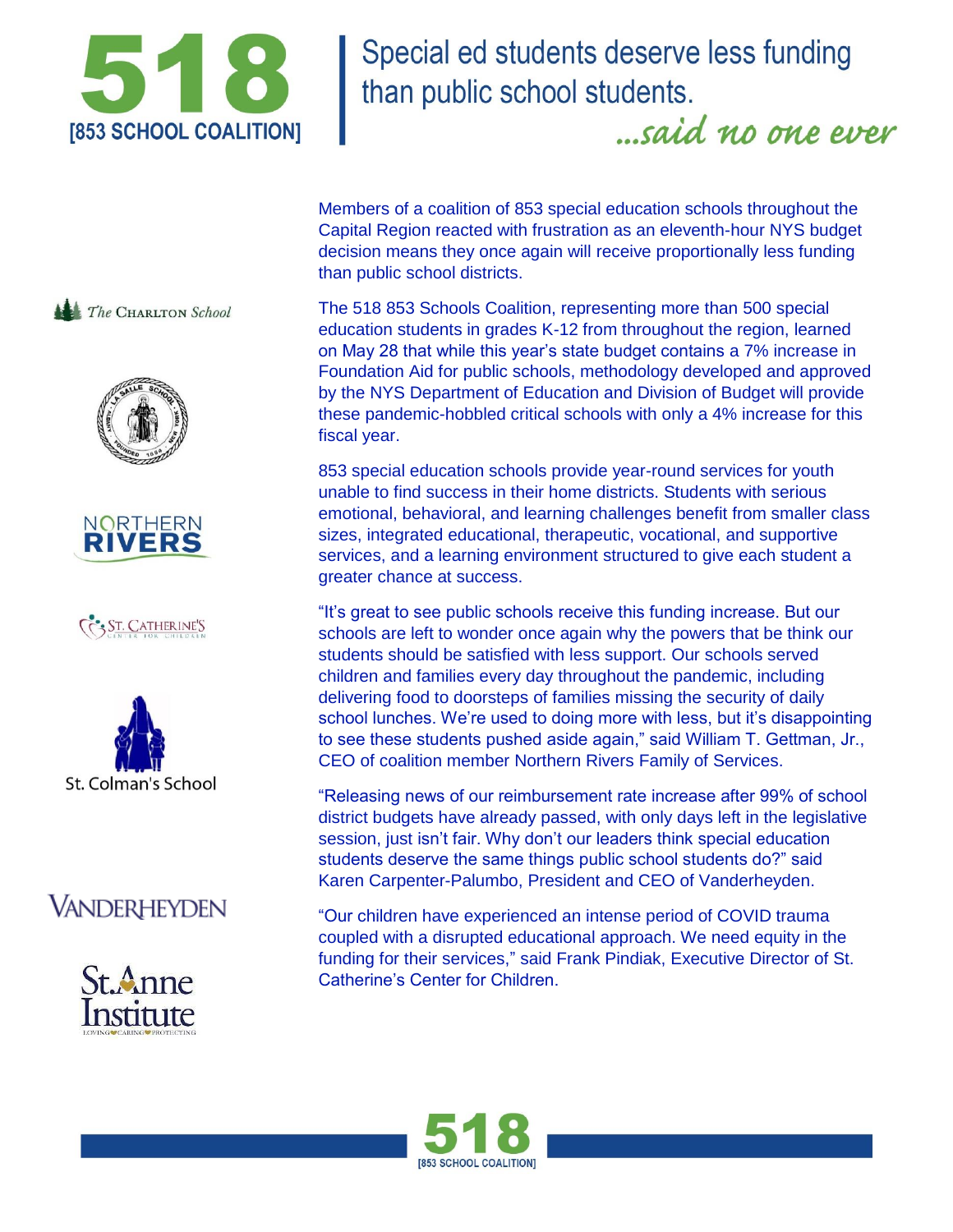# 518 [853 SCHOOL COALITION]

## Special ed students deserve less funding than public school students.

*...said no one ever*

The Charlton School

Northern Rivers

St. Catherine's Center for Children

St. Colman's School

Vanderheyden

St. Anne Institute

Members of a coalition of 853 special education schools throughout the Capital Region reacted with frustration as an eleventh-hour NYS budget decision means they once again will receive proportionally less funding than public school districts.

The 518 853 Schools Coalition, representing more than 500 special education students in grades K-12 from throughout the region, learned on May 28 that while this year's state budget contains a 7% increase in Foundation Aid for public schools, methodology developed and approved by the NYS Department of Education and Division of Budget will provide these pandemic-hobbled critical schools with only a 4% increase for this fiscal year.

853 special education schools provide year-round services for youth unable to find success in their home districts. Students with serious emotional, behavioral, and learning challenges benefit from smaller class sizes, integrated educational, therapeutic, vocational, and supportive services, and a learning environment structured to give each student a greater chance at success.

"It's great to see public schools receive this funding increase. But our schools are left to wonder once again why the powers that be think our students should be satisfied with less support. Our schools served children and families every day throughout the pandemic, including delivering food to doorsteps of families missing the security of daily school lunches. We're used to doing more with less, but it's disappointing to see these students pushed aside again," said William T. Gettman, Jr., CEO of coalition member Northern Rivers Family of Services.

"Releasing news of our reimbursement rate increase after 99% of school district budgets have already passed, with only days left in the legislative session, just isn't fair. Why don't our leaders think special education students deserve the same things public school students do?" said Karen Carpenter-Palumbo, President and CEO of Vanderheyden.

"Our children have experienced an intense period of COVID trauma coupled with a disrupted educational approach. We need equity in the funding for their services," said Frank Pindiak, Executive Director of St. Catherine's Center for Children.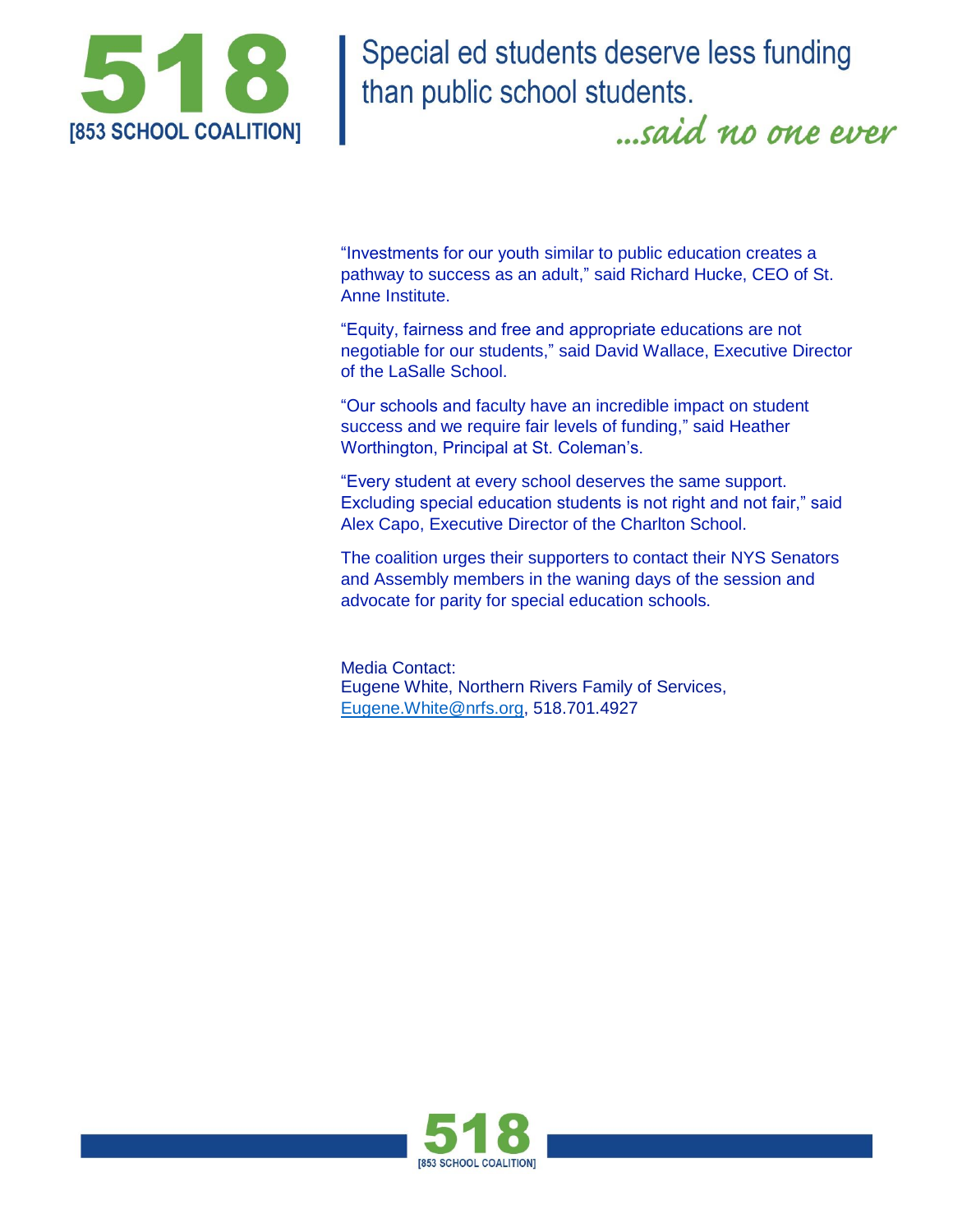“Investments for our youth similar to public education creates a pathway to success as an adult,” said Richard Hucke, CEO of St. Anne Institute.

“Equity, fairness and free and appropriate educations are not negotiable for our students,” said David Wallace, Executive Director of the LaSalle School.

“Our schools and faculty have an incredible impact on student success and we require fair levels of funding,” said Heather Worthington, Principal at St. Coleman’s.

“Every student at every school deserves the same support. Excluding special education students is not right and not fair,” said Alex Capo, Executive Director of the Charlton School.

The coalition urges their supporters to contact their NYS Senators and Assembly members in the waning days of the session and advocate for parity for special education schools.

Media Contact:
Eugene White, Northern Rivers Family of Services,
Eugene.White@nrfs.org, 518.701.4927